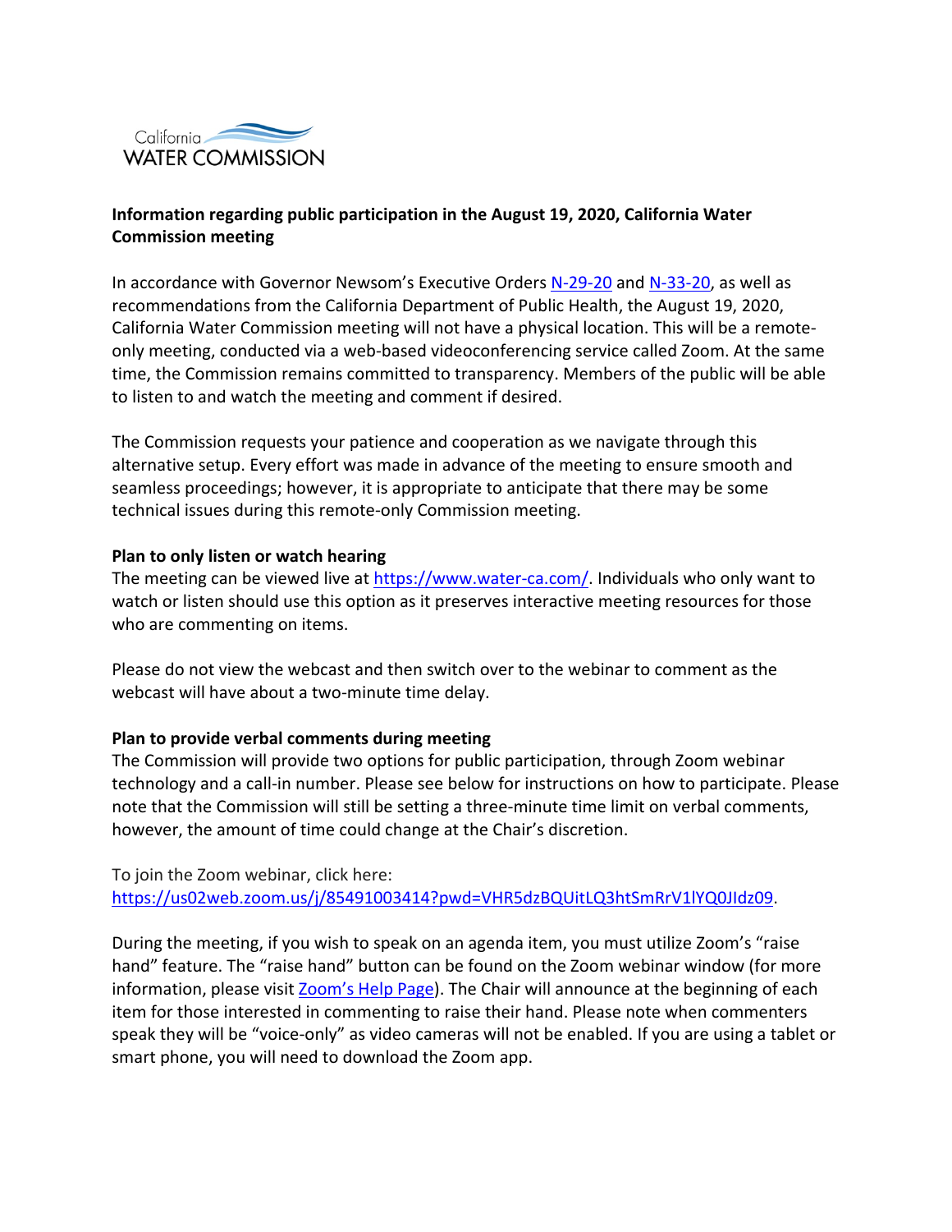California WATER COMMISSION

**Information regarding public participation in the August 19, 2020, California Water Commission meeting**

In accordance with Governor Newsom's Executive Orders [N-29-20](N-29-20) and [N-33-20](N-33-20), as well as recommendations from the California Department of Public Health, the August 19, 2020, California Water Commission meeting will not have a physical location. This will be a remote-only meeting, conducted via a web-based videoconferencing service called Zoom. At the same time, the Commission remains committed to transparency. Members of the public will be able to listen to and watch the meeting and comment if desired.

The Commission requests your patience and cooperation as we navigate through this alternative setup. Every effort was made in advance of the meeting to ensure smooth and seamless proceedings; however, it is appropriate to anticipate that there may be some technical issues during this remote-only Commission meeting.

**Plan to only listen or watch hearing**

The meeting can be viewed live at https://www.water-ca.com/. Individuals who only want to watch or listen should use this option as it preserves interactive meeting resources for those who are commenting on items.

Please do not view the webcast and then switch over to the webinar to comment as the webcast will have about a two-minute time delay.

**Plan to provide verbal comments during meeting**

The Commission will provide two options for public participation, through Zoom webinar technology and a call-in number. Please see below for instructions on how to participate. Please note that the Commission will still be setting a three-minute time limit on verbal comments, however, the amount of time could change at the Chair's discretion.

To join the Zoom webinar, click here:
https://us02web.zoom.us/j/85491003414?pwd=VHR5dzBQUitLQ3htSmRrV1lYQ0JIdz09.

During the meeting, if you wish to speak on an agenda item, you must utilize Zoom's "raise hand" feature. The "raise hand" button can be found on the Zoom webinar window (for more information, please visit Zoom's Help Page). The Chair will announce at the beginning of each item for those interested in commenting to raise their hand. Please note when commenters speak they will be "voice-only" as video cameras will not be enabled. If you are using a tablet or smart phone, you will need to download the Zoom app.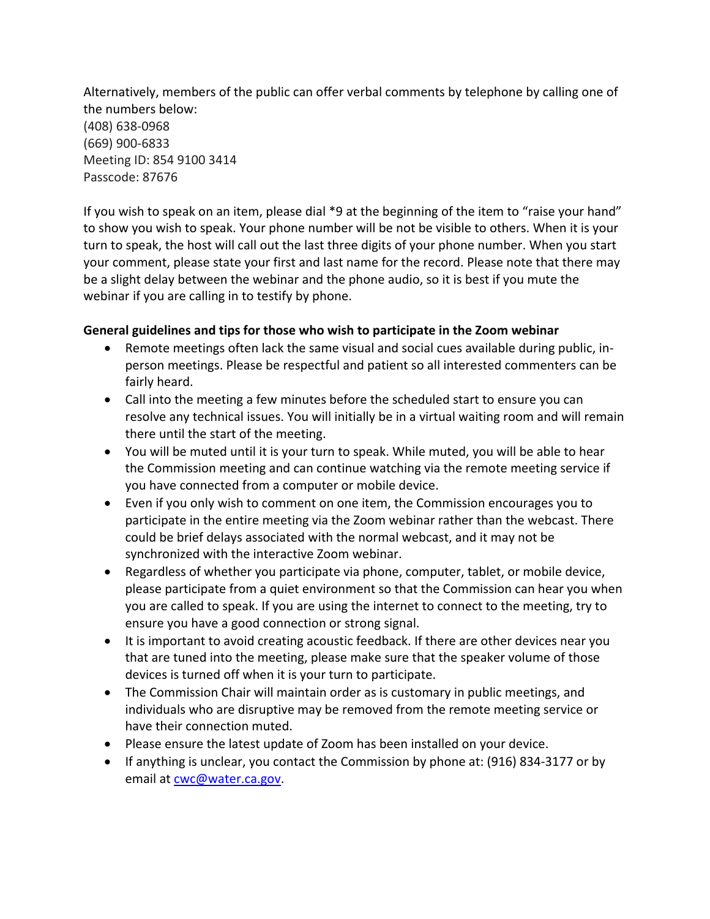Alternatively, members of the public can offer verbal comments by telephone by calling one of the numbers below:
(408) 638-0968
(669) 900-6833
Meeting ID: 854 9100 3414
Passcode: 87676

If you wish to speak on an item, please dial *9 at the beginning of the item to "raise your hand" to show you wish to speak. Your phone number will be not be visible to others. When it is your turn to speak, the host will call out the last three digits of your phone number. When you start your comment, please state your first and last name for the record. Please note that there may be a slight delay between the webinar and the phone audio, so it is best if you mute the webinar if you are calling in to testify by phone.

**General guidelines and tips for those who wish to participate in the Zoom webinar**

- Remote meetings often lack the same visual and social cues available during public, in-person meetings. Please be respectful and patient so all interested commenters can be fairly heard.
- Call into the meeting a few minutes before the scheduled start to ensure you can resolve any technical issues. You will initially be in a virtual waiting room and will remain there until the start of the meeting.
- You will be muted until it is your turn to speak. While muted, you will be able to hear the Commission meeting and can continue watching via the remote meeting service if you have connected from a computer or mobile device.
- Even if you only wish to comment on one item, the Commission encourages you to participate in the entire meeting via the Zoom webinar rather than the webcast. There could be brief delays associated with the normal webcast, and it may not be synchronized with the interactive Zoom webinar.
- Regardless of whether you participate via phone, computer, tablet, or mobile device, please participate from a quiet environment so that the Commission can hear you when you are called to speak. If you are using the internet to connect to the meeting, try to ensure you have a good connection or strong signal.
- It is important to avoid creating acoustic feedback. If there are other devices near you that are tuned into the meeting, please make sure that the speaker volume of those devices is turned off when it is your turn to participate.
- The Commission Chair will maintain order as is customary in public meetings, and individuals who are disruptive may be removed from the remote meeting service or have their connection muted.
- Please ensure the latest update of Zoom has been installed on your device.
- If anything is unclear, you contact the Commission by phone at: (916) 834-3177 or by email at cwc@water.ca.gov.